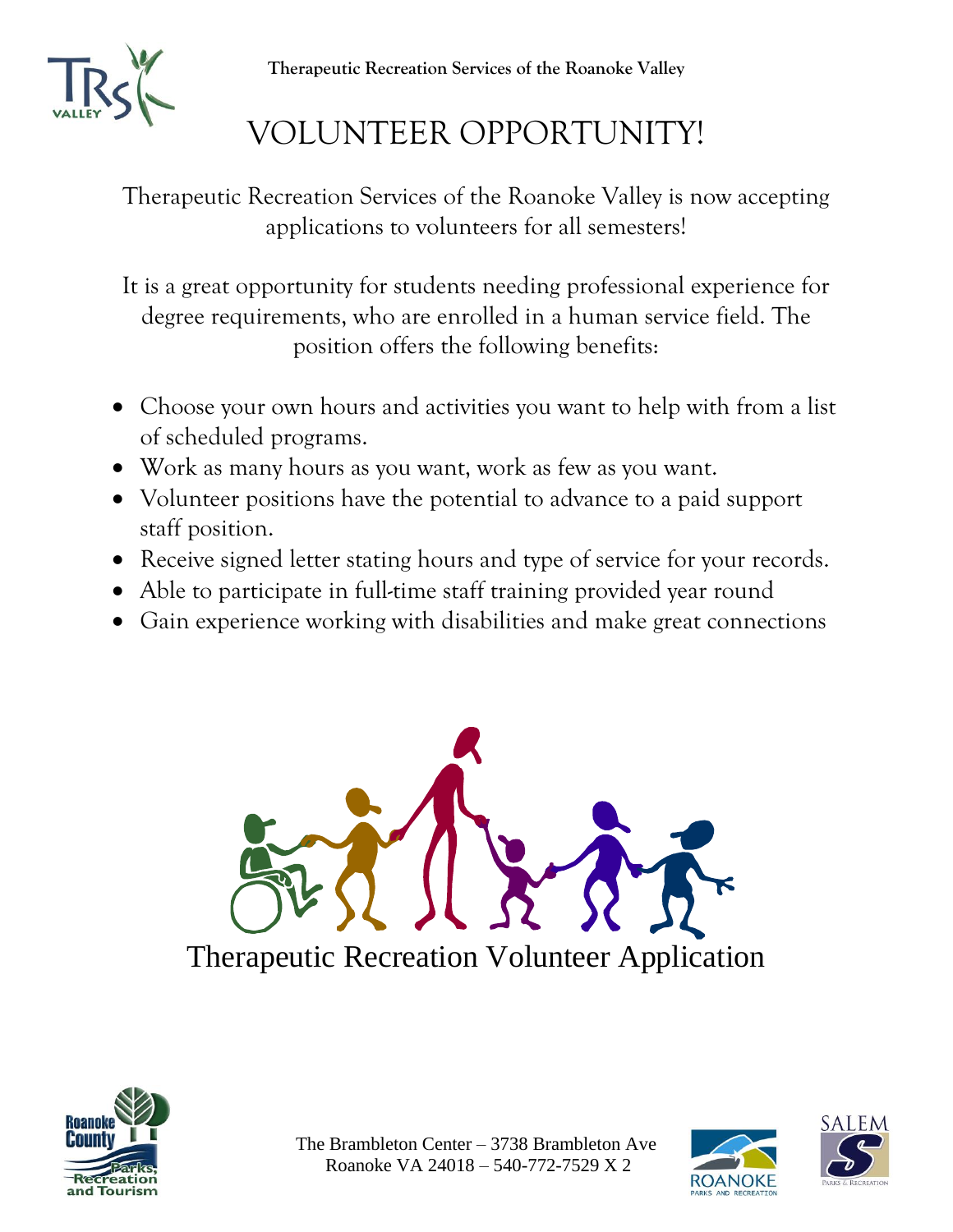Therapeutic Recreation Services of the Roanoke Valley

# VOLUNTEER OPPORTUNITY!

Therapeutic Recreation Services of the Roanoke Valley is now accepting applications to volunteers for all semesters!

It is a great opportunity for students needing professional experience for degree requirements, who are enrolled in a human service field. The position offers the following benefits:

- Choose your own hours and activities you want to help with from a list of scheduled programs.
- Work as many hours as you want, work as few as you want.
- Volunteer positions have the potential to advance to a paid support staff position.
- Receive signed letter stating hours and type of service for your records.
- Able to participate in full-time staff training provided year round
- Gain experience working with disabilities and make great connections

## Therapeutic Recreation Volunteer Application

The Brambleton Center – 3738 Brambleton Ave
Roanoke VA 24018 – 540-772-7529 X 2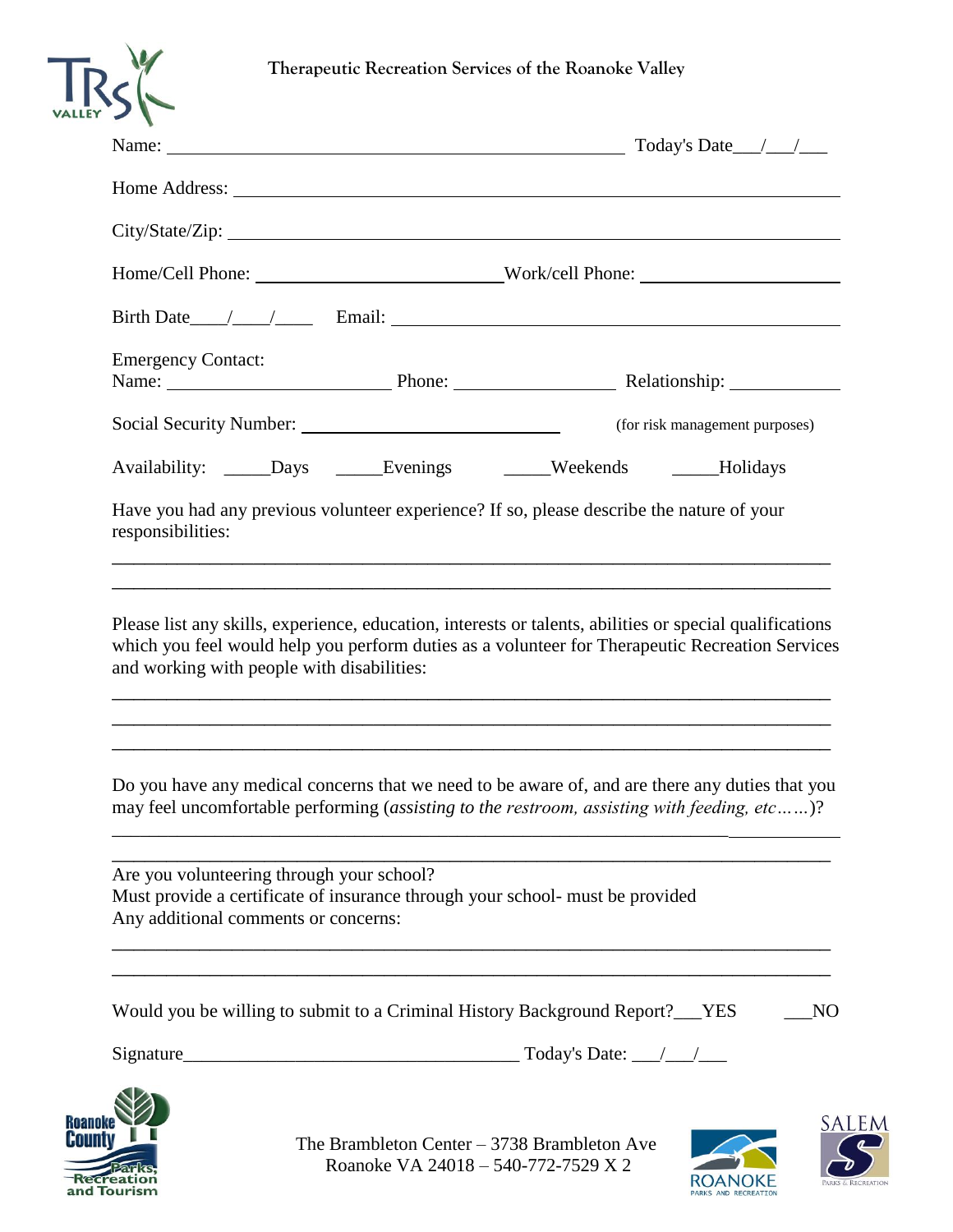**Therapeutic Recreation Services of the Roanoke Valley**

Name: ____________________________________________ Today's Date___/___/___

Home Address: ____________________________________________________________

City/State/Zip: ____________________________________________________________

Home/Cell Phone: ________________________ Work/cell Phone: ___________________

Birth Date____/____/____ Email: ________________________________________

Emergency Contact:
Name: ______________________ Phone: _______________ Relationship: ___________

Social Security Number: ________________________ (for risk management purposes)

Availability: _____Days _____Evenings _____Weekends _____Holidays

Have you had any previous volunteer experience? If so, please describe the nature of your responsibilities:

___________________________________________________________________________

___________________________________________________________________________

Please list any skills, experience, education, interests or talents, abilities or special qualifications which you feel would help you perform duties as a volunteer for Therapeutic Recreation Services and working with people with disabilities:

___________________________________________________________________________

___________________________________________________________________________

___________________________________________________________________________

Do you have any medical concerns that we need to be aware of, and are there any duties that you may feel uncomfortable performing (*assisting to the restroom, assisting with feeding, etc……*)?

___________________________________________________________________________

___________________________________________________________________________

Are you volunteering through your school?
Must provide a certificate of insurance through your school- must be provided
Any additional comments or concerns:

___________________________________________________________________________

___________________________________________________________________________

Would you be willing to submit to a Criminal History Background Report?___YES ___NO

Signature__________________________________ Today's Date: ___/___/___

The Brambleton Center – 3738 Brambleton Ave
Roanoke VA 24018 – 540-772-7529 X 2